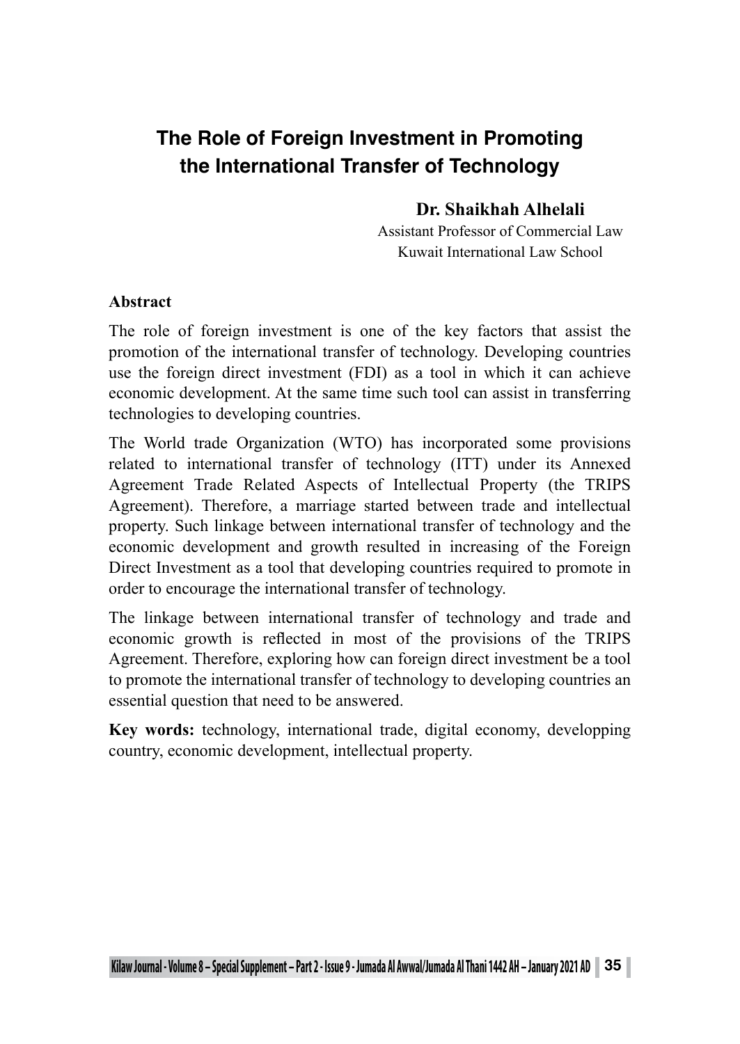# The Role of Foreign Investment in Promoting the International Transfer of Technology

**Dr. Shaikhah Alhelali**

Assistant Professor of Commercial Law

Kuwait International Law School

**Abstract**

The role of foreign investment is one of the key factors that assist the promotion of the international transfer of technology. Developing countries use the foreign direct investment (FDI) as a tool in which it can achieve economic development. At the same time such tool can assist in transferring technologies to developing countries.

The World trade Organization (WTO) has incorporated some provisions related to international transfer of technology (ITT) under its Annexed Agreement Trade Related Aspects of Intellectual Property (the TRIPS Agreement). Therefore, a marriage started between trade and intellectual property. Such linkage between international transfer of technology and the economic development and growth resulted in increasing of the Foreign Direct Investment as a tool that developing countries required to promote in order to encourage the international transfer of technology.

The linkage between international transfer of technology and trade and economic growth is reflected in most of the provisions of the TRIPS Agreement. Therefore, exploring how can foreign direct investment be a tool to promote the international transfer of technology to developing countries an essential question that need to be answered.

**Key words:** technology, international trade, digital economy, developping country, economic development, intellectual property.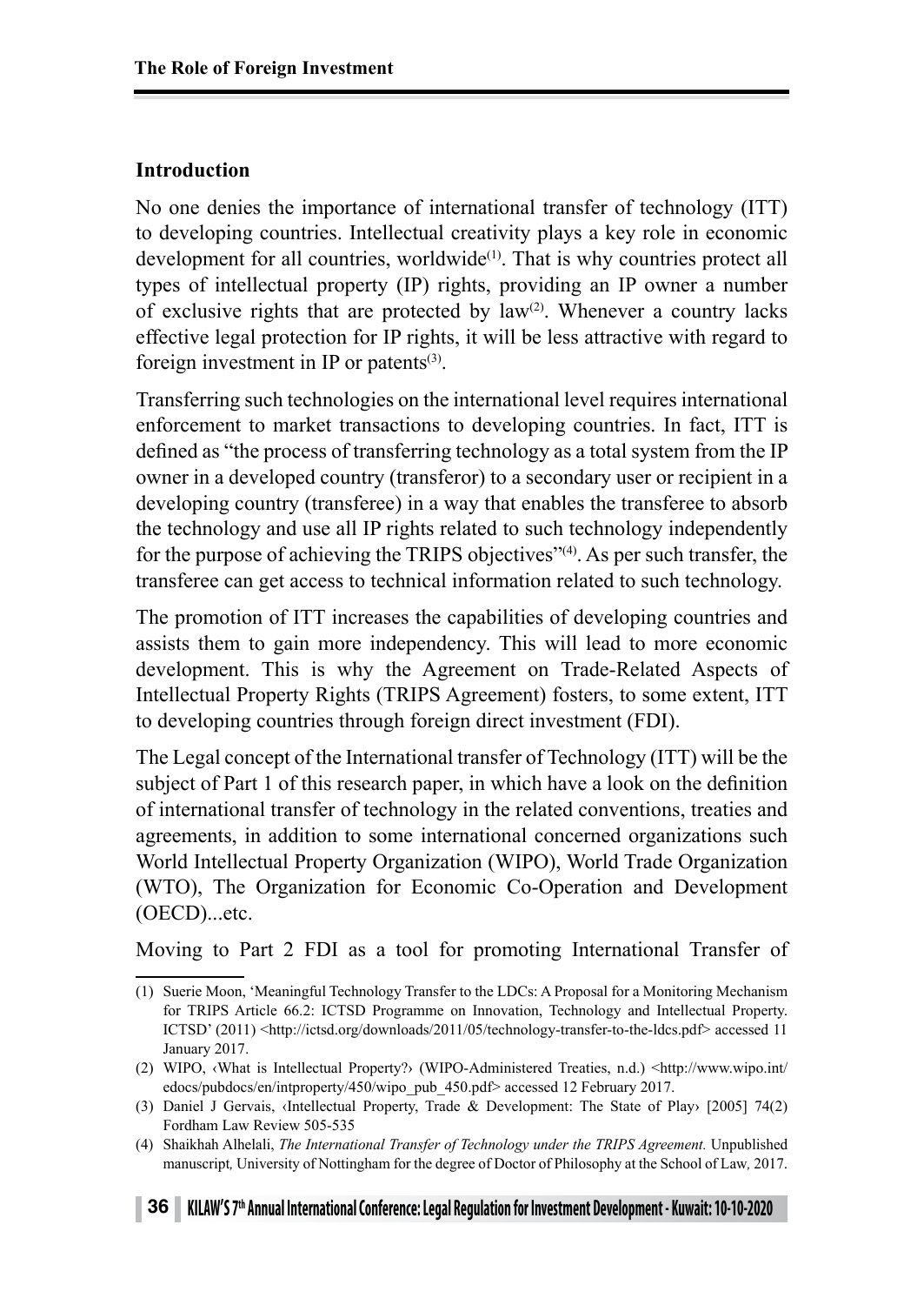## Introduction

No one denies the importance of international transfer of technology (ITT) to developing countries. Intellectual creativity plays a key role in economic development for all countries, worldwide[(1)]. That is why countries protect all types of intellectual property (IP) rights, providing an IP owner a number of exclusive rights that are protected by law[(2)]. Whenever a country lacks effective legal protection for IP rights, it will be less attractive with regard to foreign investment in IP or patents[(3)].

Transferring such technologies on the international level requires international enforcement to market transactions to developing countries. In fact, ITT is defined as "the process of transferring technology as a total system from the IP owner in a developed country (transferor) to a secondary user or recipient in a developing country (transferee) in a way that enables the transferee to absorb the technology and use all IP rights related to such technology independently for the purpose of achieving the TRIPS objectives"[(4)]. As per such transfer, the transferee can get access to technical information related to such technology.

The promotion of ITT increases the capabilities of developing countries and assists them to gain more independency. This will lead to more economic development. This is why the Agreement on Trade-Related Aspects of Intellectual Property Rights (TRIPS Agreement) fosters, to some extent, ITT to developing countries through foreign direct investment (FDI).

The Legal concept of the International transfer of Technology (ITT) will be the subject of Part 1 of this research paper, in which have a look on the definition of international transfer of technology in the related conventions, treaties and agreements, in addition to some international concerned organizations such World Intellectual Property Organization (WIPO), World Trade Organization (WTO), The Organization for Economic Co-Operation and Development (OECD)...etc.

Moving to Part 2 FDI as a tool for promoting International Transfer of

---

(1) Suerie Moon, 'Meaningful Technology Transfer to the LDCs: A Proposal for a Monitoring Mechanism for TRIPS Article 66.2: ICTSD Programme on Innovation, Technology and Intellectual Property. ICTSD' (2011) <http://ictsd.org/downloads/2011/05/technology-transfer-to-the-ldcs.pdf> accessed 11 January 2017.

(2) WIPO, ‹What is Intellectual Property?› (WIPO-Administered Treaties, n.d.) <http://www.wipo.int/edocs/pubdocs/en/intproperty/450/wipo_pub_450.pdf> accessed 12 February 2017.

(3) Daniel J Gervais, ‹Intellectual Property, Trade & Development: The State of Play› [2005] 74(2) Fordham Law Review 505-535

(4) Shaikhah Alhelali, *The International Transfer of Technology under the TRIPS Agreement.* Unpublished manuscript, University of Nottingham for the degree of Doctor of Philosophy at the School of Law, 2017.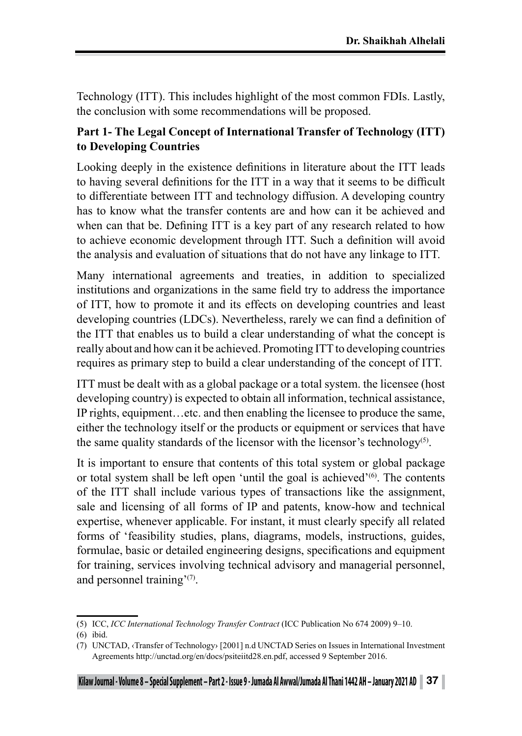Technology (ITT). This includes highlight of the most common FDIs. Lastly, the conclusion with some recommendations will be proposed.

## Part 1- The Legal Concept of International Transfer of Technology (ITT) to Developing Countries

Looking deeply in the existence definitions in literature about the ITT leads to having several definitions for the ITT in a way that it seems to be difficult to differentiate between ITT and technology diffusion. A developing country has to know what the transfer contents are and how can it be achieved and when can that be. Defining ITT is a key part of any research related to how to achieve economic development through ITT. Such a definition will avoid the analysis and evaluation of situations that do not have any linkage to ITT.

Many international agreements and treaties, in addition to specialized institutions and organizations in the same field try to address the importance of ITT, how to promote it and its effects on developing countries and least developing countries (LDCs). Nevertheless, rarely we can find a definition of the ITT that enables us to build a clear understanding of what the concept is really about and how can it be achieved. Promoting ITT to developing countries requires as primary step to build a clear understanding of the concept of ITT.

ITT must be dealt with as a global package or a total system. the licensee (host developing country) is expected to obtain all information, technical assistance, IP rights, equipment…etc. and then enabling the licensee to produce the same, either the technology itself or the products or equipment or services that have the same quality standards of the licensor with the licensor's technology[5].

It is important to ensure that contents of this total system or global package or total system shall be left open 'until the goal is achieved'[6]. The contents of the ITT shall include various types of transactions like the assignment, sale and licensing of all forms of IP and patents, know-how and technical expertise, whenever applicable. For instant, it must clearly specify all related forms of 'feasibility studies, plans, diagrams, models, instructions, guides, formulae, basic or detailed engineering designs, specifications and equipment for training, services involving technical advisory and managerial personnel, and personnel training'[7].

---

(5) ICC, *ICC International Technology Transfer Contract* (ICC Publication No 674 2009) 9–10.

(6) ibid.

(7) UNCTAD, ‹Transfer of Technology› [2001] n.d UNCTAD Series on Issues in International Investment Agreements http://unctad.org/en/docs/psiteiitd28.en.pdf, accessed 9 September 2016.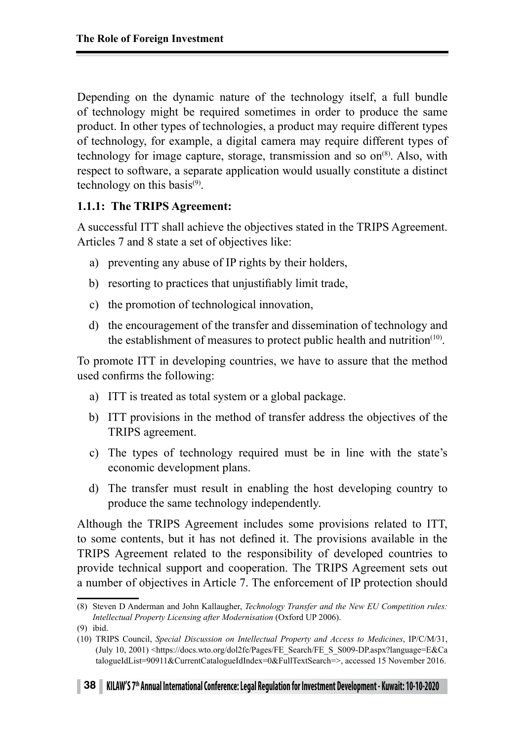Depending on the dynamic nature of the technology itself, a full bundle of technology might be required sometimes in order to produce the same product. In other types of technologies, a product may require different types of technology, for example, a digital camera may require different types of technology for image capture, storage, transmission and so on[(8)]. Also, with respect to software, a separate application would usually constitute a distinct technology on this basis[(9)].

### 1.1.1: The TRIPS Agreement:

A successful ITT shall achieve the objectives stated in the TRIPS Agreement. Articles 7 and 8 state a set of objectives like:

a) preventing any abuse of IP rights by their holders,

b) resorting to practices that unjustifiably limit trade,

c) the promotion of technological innovation,

d) the encouragement of the transfer and dissemination of technology and the establishment of measures to protect public health and nutrition[(10)].

To promote ITT in developing countries, we have to assure that the method used confirms the following:

a) ITT is treated as total system or a global package.

b) ITT provisions in the method of transfer address the objectives of the TRIPS agreement.

c) The types of technology required must be in line with the state's economic development plans.

d) The transfer must result in enabling the host developing country to produce the same technology independently.

Although the TRIPS Agreement includes some provisions related to ITT, to some contents, but it has not defined it. The provisions available in the TRIPS Agreement related to the responsibility of developed countries to provide technical support and cooperation. The TRIPS Agreement sets out a number of objectives in Article 7. The enforcement of IP protection should

---

(8) Steven D Anderman and John Kallaugher, *Technology Transfer and the New EU Competition rules: Intellectual Property Licensing after Modernisation* (Oxford UP 2006).

(9) ibid.

(10) TRIPS Council, *Special Discussion on Intellectual Property and Access to Medicines*, IP/C/M/31, (July 10, 2001) <https://docs.wto.org/dol2fe/Pages/FE_Search/FE_S_S009-DP.aspx?language=E&CatalogueIdList=90911&CurrentCatalogueIdIndex=0&FullTextSearch=>, accessed 15 November 2016.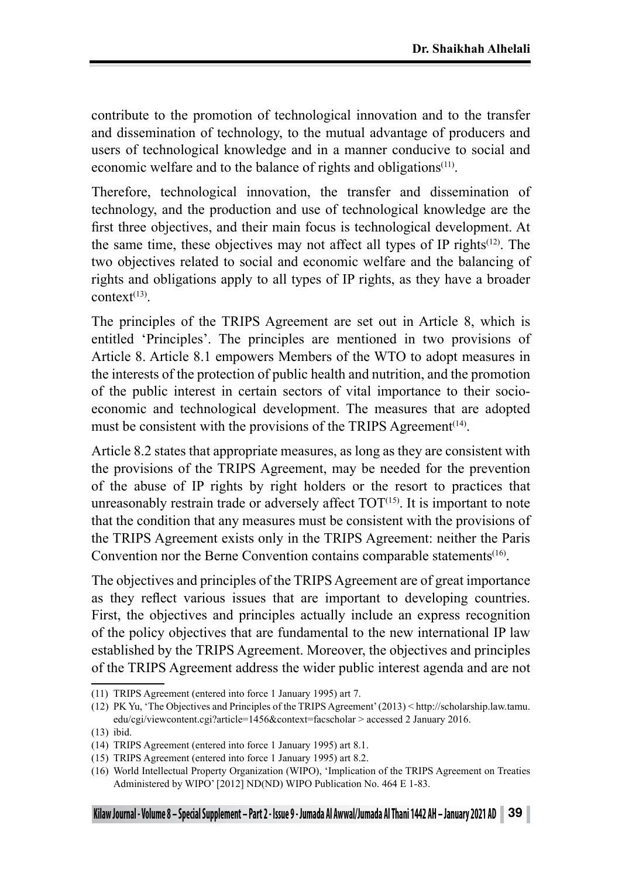contribute to the promotion of technological innovation and to the transfer and dissemination of technology, to the mutual advantage of producers and users of technological knowledge and in a manner conducive to social and economic welfare and to the balance of rights and obligations[11].

Therefore, technological innovation, the transfer and dissemination of technology, and the production and use of technological knowledge are the first three objectives, and their main focus is technological development. At the same time, these objectives may not affect all types of IP rights[12]. The two objectives related to social and economic welfare and the balancing of rights and obligations apply to all types of IP rights, as they have a broader context[13].

The principles of the TRIPS Agreement are set out in Article 8, which is entitled 'Principles'. The principles are mentioned in two provisions of Article 8. Article 8.1 empowers Members of the WTO to adopt measures in the interests of the protection of public health and nutrition, and the promotion of the public interest in certain sectors of vital importance to their socio-economic and technological development. The measures that are adopted must be consistent with the provisions of the TRIPS Agreement[14].

Article 8.2 states that appropriate measures, as long as they are consistent with the provisions of the TRIPS Agreement, may be needed for the prevention of the abuse of IP rights by right holders or the resort to practices that unreasonably restrain trade or adversely affect TOT[15]. It is important to note that the condition that any measures must be consistent with the provisions of the TRIPS Agreement exists only in the TRIPS Agreement: neither the Paris Convention nor the Berne Convention contains comparable statements[16].

The objectives and principles of the TRIPS Agreement are of great importance as they reflect various issues that are important to developing countries. First, the objectives and principles actually include an express recognition of the policy objectives that are fundamental to the new international IP law established by the TRIPS Agreement. Moreover, the objectives and principles of the TRIPS Agreement address the wider public interest agenda and are not

---

(11) TRIPS Agreement (entered into force 1 January 1995) art 7.

(12) PK Yu, 'The Objectives and Principles of the TRIPS Agreement' (2013) < http://scholarship.law.tamu.edu/cgi/viewcontent.cgi?article=1456&context=facscholar > accessed 2 January 2016.

(13) ibid.

(14) TRIPS Agreement (entered into force 1 January 1995) art 8.1.

(15) TRIPS Agreement (entered into force 1 January 1995) art 8.2.

(16) World Intellectual Property Organization (WIPO), 'Implication of the TRIPS Agreement on Treaties Administered by WIPO' [2012] ND(ND) WIPO Publication No. 464 E 1-83.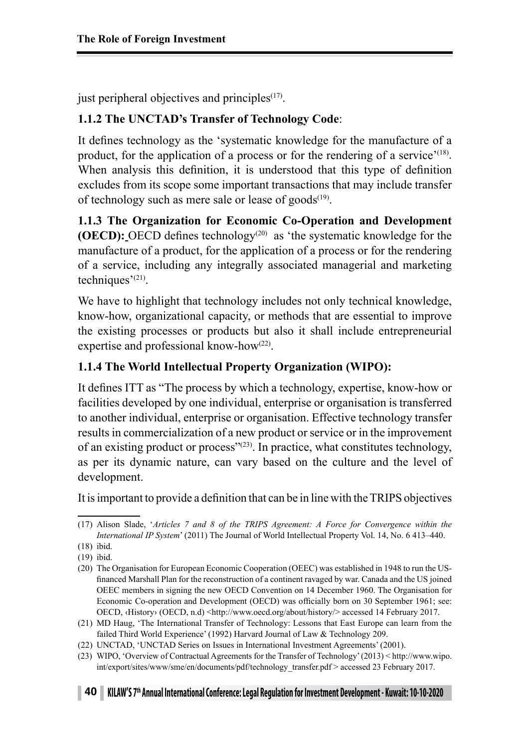just peripheral objectives and principles[17].

### 1.1.2 The UNCTAD's Transfer of Technology Code:

It defines technology as the 'systematic knowledge for the manufacture of a product, for the application of a process or for the rendering of a service'[18]. When analysis this definition, it is understood that this type of definition excludes from its scope some important transactions that may include transfer of technology such as mere sale or lease of goods[19].

**1.1.3 The Organization for Economic Co-Operation and Development (OECD):** OECD defines technology[20] as 'the systematic knowledge for the manufacture of a product, for the application of a process or for the rendering of a service, including any integrally associated managerial and marketing techniques'[21].

We have to highlight that technology includes not only technical knowledge, know-how, organizational capacity, or methods that are essential to improve the existing processes or products but also it shall include entrepreneurial expertise and professional know-how[22].

### 1.1.4 The World Intellectual Property Organization (WIPO):

It defines ITT as "The process by which a technology, expertise, know-how or facilities developed by one individual, enterprise or organisation is transferred to another individual, enterprise or organisation. Effective technology transfer results in commercialization of a new product or service or in the improvement of an existing product or process"[23]. In practice, what constitutes technology, as per its dynamic nature, can vary based on the culture and the level of development.

It is important to provide a definition that can be in line with the TRIPS objectives

---

(17) Alison Slade, '*Articles 7 and 8 of the TRIPS Agreement: A Force for Convergence within the International IP System*' (2011) The Journal of World Intellectual Property Vol. 14, No. 6 413–440.

(18) ibid.

(19) ibid.

(20) The Organisation for European Economic Cooperation (OEEC) was established in 1948 to run the US-financed Marshall Plan for the reconstruction of a continent ravaged by war. Canada and the US joined OEEC members in signing the new OECD Convention on 14 December 1960. The Organisation for Economic Co-operation and Development (OECD) was officially born on 30 September 1961; see: OECD, ‹History› (OECD, n.d) <http://www.oecd.org/about/history/> accessed 14 February 2017.

(21) MD Haug, 'The International Transfer of Technology: Lessons that East Europe can learn from the failed Third World Experience' (1992) Harvard Journal of Law & Technology 209.

(22) UNCTAD, 'UNCTAD Series on Issues in International Investment Agreements' (2001).

(23) WIPO, 'Overview of Contractual Agreements for the Transfer of Technology' (2013) < http://www.wipo.int/export/sites/www/sme/en/documents/pdf/technology_transfer.pdf > accessed 23 February 2017.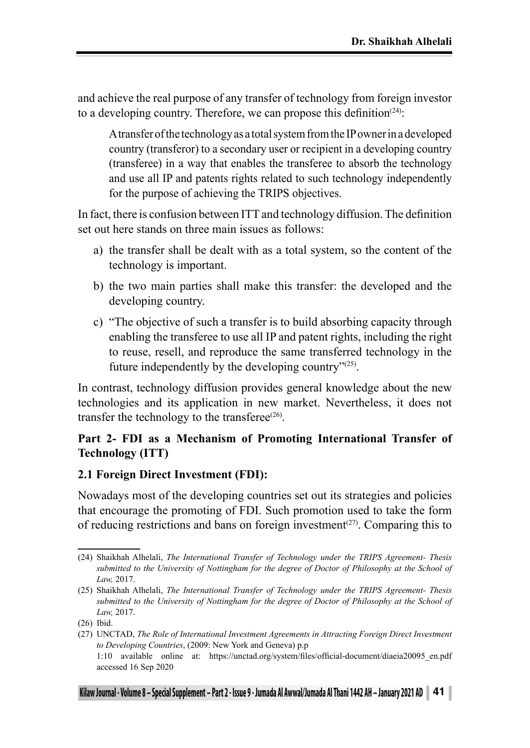and achieve the real purpose of any transfer of technology from foreign investor to a developing country. Therefore, we can propose this definition[24]:

> A transfer of the technology as a total system from the IP owner in a developed country (transferor) to a secondary user or recipient in a developing country (transferee) in a way that enables the transferee to absorb the technology and use all IP and patents rights related to such technology independently for the purpose of achieving the TRIPS objectives.

In fact, there is confusion between ITT and technology diffusion. The definition set out here stands on three main issues as follows:

a) the transfer shall be dealt with as a total system, so the content of the technology is important.

b) the two main parties shall make this transfer: the developed and the developing country.

c) "The objective of such a transfer is to build absorbing capacity through enabling the transferee to use all IP and patent rights, including the right to reuse, resell, and reproduce the same transferred technology in the future independently by the developing country"[25].

In contrast, technology diffusion provides general knowledge about the new technologies and its application in new market. Nevertheless, it does not transfer the technology to the transferee[26].

## Part 2- FDI as a Mechanism of Promoting International Transfer of Technology (ITT)

### 2.1 Foreign Direct Investment (FDI):

Nowadays most of the developing countries set out its strategies and policies that encourage the promoting of FDI. Such promotion used to take the form of reducing restrictions and bans on foreign investment[27]. Comparing this to

---

(24) Shaikhah Alhelali, *The International Transfer of Technology under the TRIPS Agreement- Thesis submitted to the University of Nottingham for the degree of Doctor of Philosophy at the School of Law,* 2017.

(25) Shaikhah Alhelali, *The International Transfer of Technology under the TRIPS Agreement- Thesis submitted to the University of Nottingham for the degree of Doctor of Philosophy at the School of Law,* 2017.

(26) Ibid.

(27) UNCTAD, *The Role of International Investment Agreements in Attracting Foreign Direct Investment to Developing Countries*, (2009: New York and Geneva) p.p 1:10 available online at: https://unctad.org/system/files/official-document/diaeia20095_en.pdf accessed 16 Sep 2020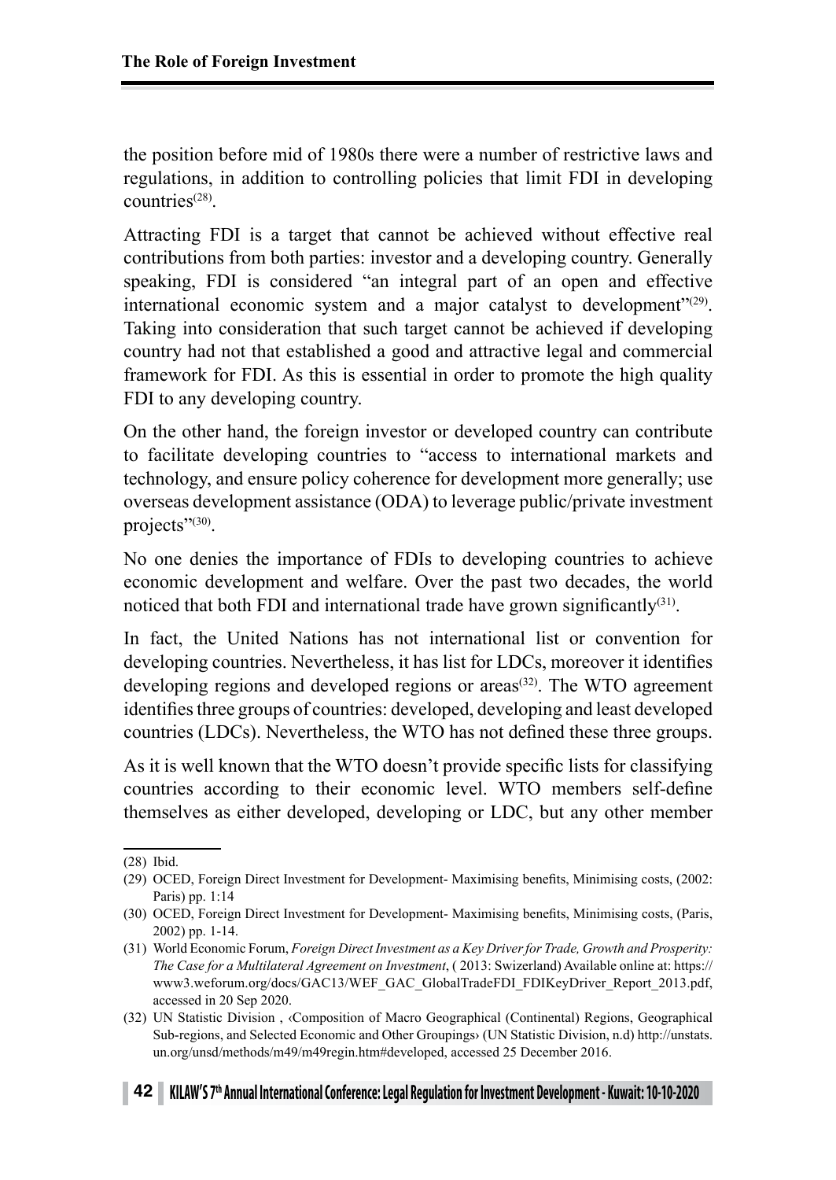the position before mid of 1980s there were a number of restrictive laws and regulations, in addition to controlling policies that limit FDI in developing countries[28].

Attracting FDI is a target that cannot be achieved without effective real contributions from both parties: investor and a developing country. Generally speaking, FDI is considered "an integral part of an open and effective international economic system and a major catalyst to development"[29]. Taking into consideration that such target cannot be achieved if developing country had not that established a good and attractive legal and commercial framework for FDI. As this is essential in order to promote the high quality FDI to any developing country.

On the other hand, the foreign investor or developed country can contribute to facilitate developing countries to "access to international markets and technology, and ensure policy coherence for development more generally; use overseas development assistance (ODA) to leverage public/private investment projects"[30].

No one denies the importance of FDIs to developing countries to achieve economic development and welfare. Over the past two decades, the world noticed that both FDI and international trade have grown significantly[31].

In fact, the United Nations has not international list or convention for developing countries. Nevertheless, it has list for LDCs, moreover it identifies developing regions and developed regions or areas[32]. The WTO agreement identifies three groups of countries: developed, developing and least developed countries (LDCs). Nevertheless, the WTO has not defined these three groups.

As it is well known that the WTO doesn't provide specific lists for classifying countries according to their economic level. WTO members self-define themselves as either developed, developing or LDC, but any other member

---

(28) Ibid.

(29) OCED, Foreign Direct Investment for Development- Maximising benefits, Minimising costs, (2002: Paris) pp. 1:14

(30) OCED, Foreign Direct Investment for Development- Maximising benefits, Minimising costs, (Paris, 2002) pp. 1-14.

(31) World Economic Forum, *Foreign Direct Investment as a Key Driver for Trade, Growth and Prosperity: The Case for a Multilateral Agreement on Investment*, ( 2013: Swizerland) Available online at: https://www3.weforum.org/docs/GAC13/WEF_GAC_GlobalTradeFDI_FDIKeyDriver_Report_2013.pdf, accessed in 20 Sep 2020.

(32) UN Statistic Division , ‹Composition of Macro Geographical (Continental) Regions, Geographical Sub-regions, and Selected Economic and Other Groupings› (UN Statistic Division, n.d) http://unstats.un.org/unsd/methods/m49/m49regin.htm#developed, accessed 25 December 2016.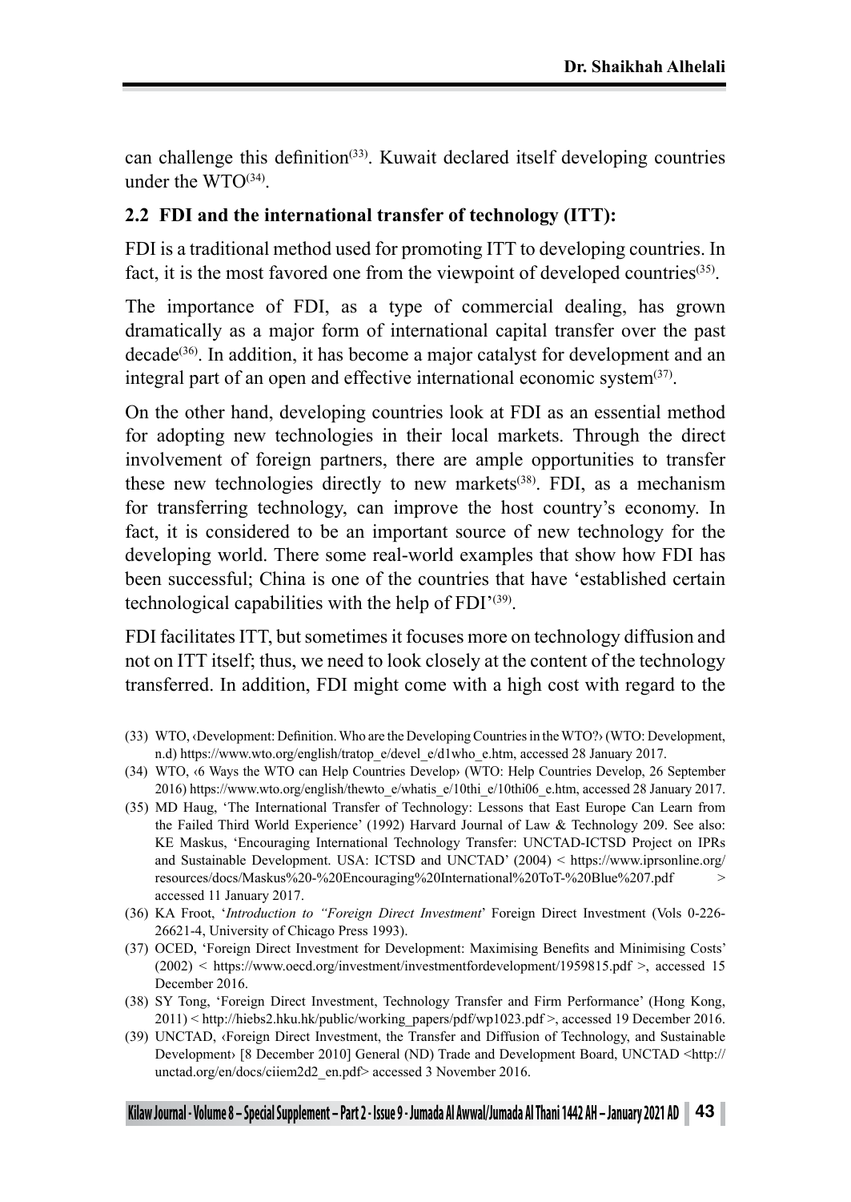can challenge this definition[33]. Kuwait declared itself developing countries under the WTO[34].

### 2.2 FDI and the international transfer of technology (ITT):

FDI is a traditional method used for promoting ITT to developing countries. In fact, it is the most favored one from the viewpoint of developed countries[35].

The importance of FDI, as a type of commercial dealing, has grown dramatically as a major form of international capital transfer over the past decade[36]. In addition, it has become a major catalyst for development and an integral part of an open and effective international economic system[37].

On the other hand, developing countries look at FDI as an essential method for adopting new technologies in their local markets. Through the direct involvement of foreign partners, there are ample opportunities to transfer these new technologies directly to new markets[38]. FDI, as a mechanism for transferring technology, can improve the host country's economy. In fact, it is considered to be an important source of new technology for the developing world. There some real-world examples that show how FDI has been successful; China is one of the countries that have 'established certain technological capabilities with the help of FDI'[39].

FDI facilitates ITT, but sometimes it focuses more on technology diffusion and not on ITT itself; thus, we need to look closely at the content of the technology transferred. In addition, FDI might come with a high cost with regard to the

(33) WTO, ‹Development: Definition. Who are the Developing Countries in the WTO?› (WTO: Development, n.d) https://www.wto.org/english/tratop_e/devel_e/d1who_e.htm, accessed 28 January 2017.

(34) WTO, ‹6 Ways the WTO can Help Countries Develop› (WTO: Help Countries Develop, 26 September 2016) https://www.wto.org/english/thewto_e/whatis_e/10thi_e/10thi06_e.htm, accessed 28 January 2017.

(35) MD Haug, 'The International Transfer of Technology: Lessons that East Europe Can Learn from the Failed Third World Experience' (1992) Harvard Journal of Law & Technology 209. See also: KE Maskus, 'Encouraging International Technology Transfer: UNCTAD-ICTSD Project on IPRs and Sustainable Development. USA: ICTSD and UNCTAD' (2004) < https://www.iprsonline.org/resources/docs/Maskus%20-%20Encouraging%20International%20ToT-%20Blue%207.pdf > accessed 11 January 2017.

(36) KA Froot, '*Introduction to "Foreign Direct Investment*' Foreign Direct Investment (Vols 0-226-26621-4, University of Chicago Press 1993).

(37) OCED, 'Foreign Direct Investment for Development: Maximising Benefits and Minimising Costs' (2002) < https://www.oecd.org/investment/investmentfordevelopment/1959815.pdf >, accessed 15 December 2016.

(38) SY Tong, 'Foreign Direct Investment, Technology Transfer and Firm Performance' (Hong Kong, 2011) < http://hiebs2.hku.hk/public/working_papers/pdf/wp1023.pdf >, accessed 19 December 2016.

(39) UNCTAD, ‹Foreign Direct Investment, the Transfer and Diffusion of Technology, and Sustainable Development› [8 December 2010] General (ND) Trade and Development Board, UNCTAD <http://unctad.org/en/docs/ciiem2d2_en.pdf> accessed 3 November 2016.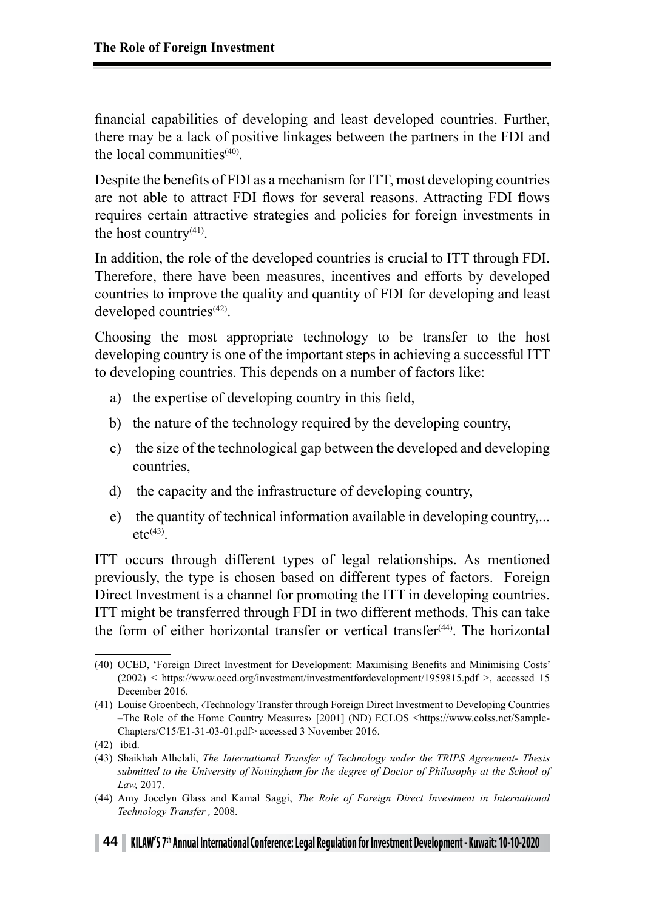financial capabilities of developing and least developed countries. Further, there may be a lack of positive linkages between the partners in the FDI and the local communities[(40)].

Despite the benefits of FDI as a mechanism for ITT, most developing countries are not able to attract FDI flows for several reasons. Attracting FDI flows requires certain attractive strategies and policies for foreign investments in the host country[(41)].

In addition, the role of the developed countries is crucial to ITT through FDI. Therefore, there have been measures, incentives and efforts by developed countries to improve the quality and quantity of FDI for developing and least developed countries[(42)].

Choosing the most appropriate technology to be transfer to the host developing country is one of the important steps in achieving a successful ITT to developing countries. This depends on a number of factors like:

a) the expertise of developing country in this field,
b) the nature of the technology required by the developing country,
c) the size of the technological gap between the developed and developing countries,
d) the capacity and the infrastructure of developing country,
e) the quantity of technical information available in developing country,... etc[(43)].

ITT occurs through different types of legal relationships. As mentioned previously, the type is chosen based on different types of factors. Foreign Direct Investment is a channel for promoting the ITT in developing countries. ITT might be transferred through FDI in two different methods. This can take the form of either horizontal transfer or vertical transfer[(44)]. The horizontal

---

(40) OCED, 'Foreign Direct Investment for Development: Maximising Benefits and Minimising Costs' (2002) < https://www.oecd.org/investment/investmentfordevelopment/1959815.pdf >, accessed 15 December 2016.

(41) Louise Groenbech, ‹Technology Transfer through Foreign Direct Investment to Developing Countries –The Role of the Home Country Measures› [2001] (ND) ECLOS <https://www.eolss.net/Sample-Chapters/C15/E1-31-03-01.pdf> accessed 3 November 2016.

(42) ibid.

(43) Shaikhah Alhelali, *The International Transfer of Technology under the TRIPS Agreement- Thesis submitted to the University of Nottingham for the degree of Doctor of Philosophy at the School of Law,* 2017.

(44) Amy Jocelyn Glass and Kamal Saggi, *The Role of Foreign Direct Investment in International Technology Transfer ,* 2008.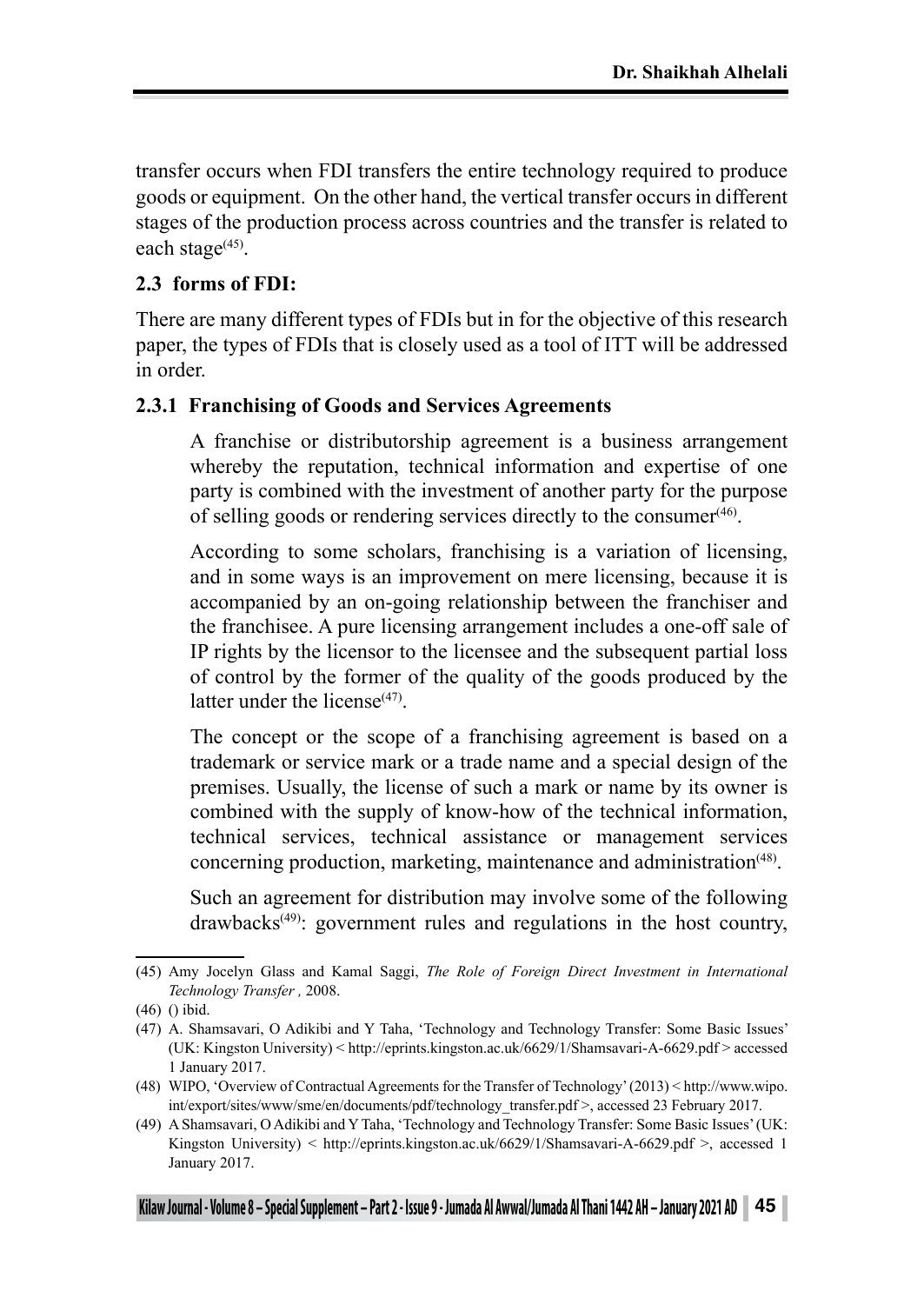transfer occurs when FDI transfers the entire technology required to produce goods or equipment. On the other hand, the vertical transfer occurs in different stages of the production process across countries and the transfer is related to each stage[45].

### 2.3 forms of FDI:

There are many different types of FDIs but in for the objective of this research paper, the types of FDIs that is closely used as a tool of ITT will be addressed in order.

#### 2.3.1 Franchising of Goods and Services Agreements

A franchise or distributorship agreement is a business arrangement whereby the reputation, technical information and expertise of one party is combined with the investment of another party for the purpose of selling goods or rendering services directly to the consumer[46].

According to some scholars, franchising is a variation of licensing, and in some ways is an improvement on mere licensing, because it is accompanied by an on-going relationship between the franchiser and the franchisee. A pure licensing arrangement includes a one-off sale of IP rights by the licensor to the licensee and the subsequent partial loss of control by the former of the quality of the goods produced by the latter under the license[47].

The concept or the scope of a franchising agreement is based on a trademark or service mark or a trade name and a special design of the premises. Usually, the license of such a mark or name by its owner is combined with the supply of know-how of the technical information, technical services, technical assistance or management services concerning production, marketing, maintenance and administration[48].

Such an agreement for distribution may involve some of the following drawbacks[49]: government rules and regulations in the host country,

---

(45) Amy Jocelyn Glass and Kamal Saggi, *The Role of Foreign Direct Investment in International Technology Transfer ,* 2008.

(46) () ibid.

(47) A. Shamsavari, O Adikibi and Y Taha, 'Technology and Technology Transfer: Some Basic Issues' (UK: Kingston University) < http://eprints.kingston.ac.uk/6629/1/Shamsavari-A-6629.pdf > accessed 1 January 2017.

(48) WIPO, 'Overview of Contractual Agreements for the Transfer of Technology' (2013) < http://www.wipo.int/export/sites/www/sme/en/documents/pdf/technology_transfer.pdf >, accessed 23 February 2017.

(49) A Shamsavari, O Adikibi and Y Taha, 'Technology and Technology Transfer: Some Basic Issues' (UK: Kingston University) < http://eprints.kingston.ac.uk/6629/1/Shamsavari-A-6629.pdf >, accessed 1 January 2017.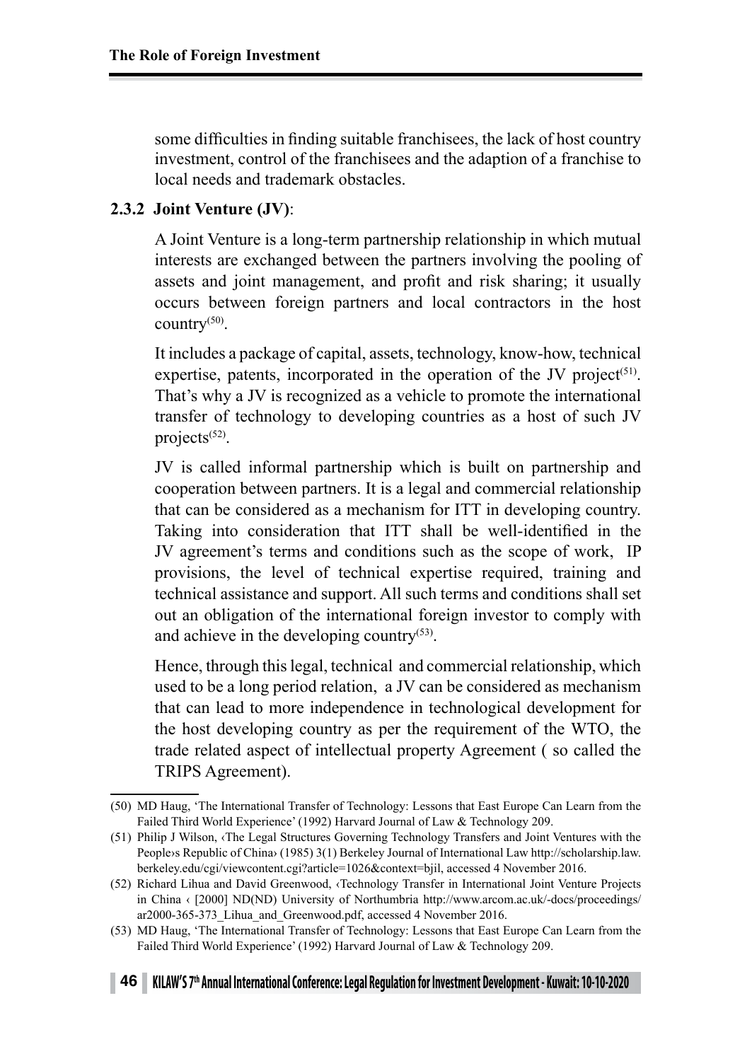some difficulties in finding suitable franchisees, the lack of host country investment, control of the franchisees and the adaption of a franchise to local needs and trademark obstacles.

### 2.3.2 Joint Venture (JV):

A Joint Venture is a long-term partnership relationship in which mutual interests are exchanged between the partners involving the pooling of assets and joint management, and profit and risk sharing; it usually occurs between foreign partners and local contractors in the host country[(50)].

It includes a package of capital, assets, technology, know-how, technical expertise, patents, incorporated in the operation of the JV project[(51)]. That's why a JV is recognized as a vehicle to promote the international transfer of technology to developing countries as a host of such JV projects[(52)].

JV is called informal partnership which is built on partnership and cooperation between partners. It is a legal and commercial relationship that can be considered as a mechanism for ITT in developing country. Taking into consideration that ITT shall be well-identified in the JV agreement's terms and conditions such as the scope of work, IP provisions, the level of technical expertise required, training and technical assistance and support. All such terms and conditions shall set out an obligation of the international foreign investor to comply with and achieve in the developing country[(53)].

Hence, through this legal, technical and commercial relationship, which used to be a long period relation, a JV can be considered as mechanism that can lead to more independence in technological development for the host developing country as per the requirement of the WTO, the trade related aspect of intellectual property Agreement ( so called the TRIPS Agreement).

---

(50) MD Haug, 'The International Transfer of Technology: Lessons that East Europe Can Learn from the Failed Third World Experience' (1992) Harvard Journal of Law & Technology 209.

(51) Philip J Wilson, ‹The Legal Structures Governing Technology Transfers and Joint Ventures with the People›s Republic of China› (1985) 3(1) Berkeley Journal of International Law http://scholarship.law.berkeley.edu/cgi/viewcontent.cgi?article=1026&context=bjil, accessed 4 November 2016.

(52) Richard Lihua and David Greenwood, ‹Technology Transfer in International Joint Venture Projects in China ‹ [2000] ND(ND) University of Northumbria http://www.arcom.ac.uk/-docs/proceedings/ar2000-365-373_Lihua_and_Greenwood.pdf, accessed 4 November 2016.

(53) MD Haug, 'The International Transfer of Technology: Lessons that East Europe Can Learn from the Failed Third World Experience' (1992) Harvard Journal of Law & Technology 209.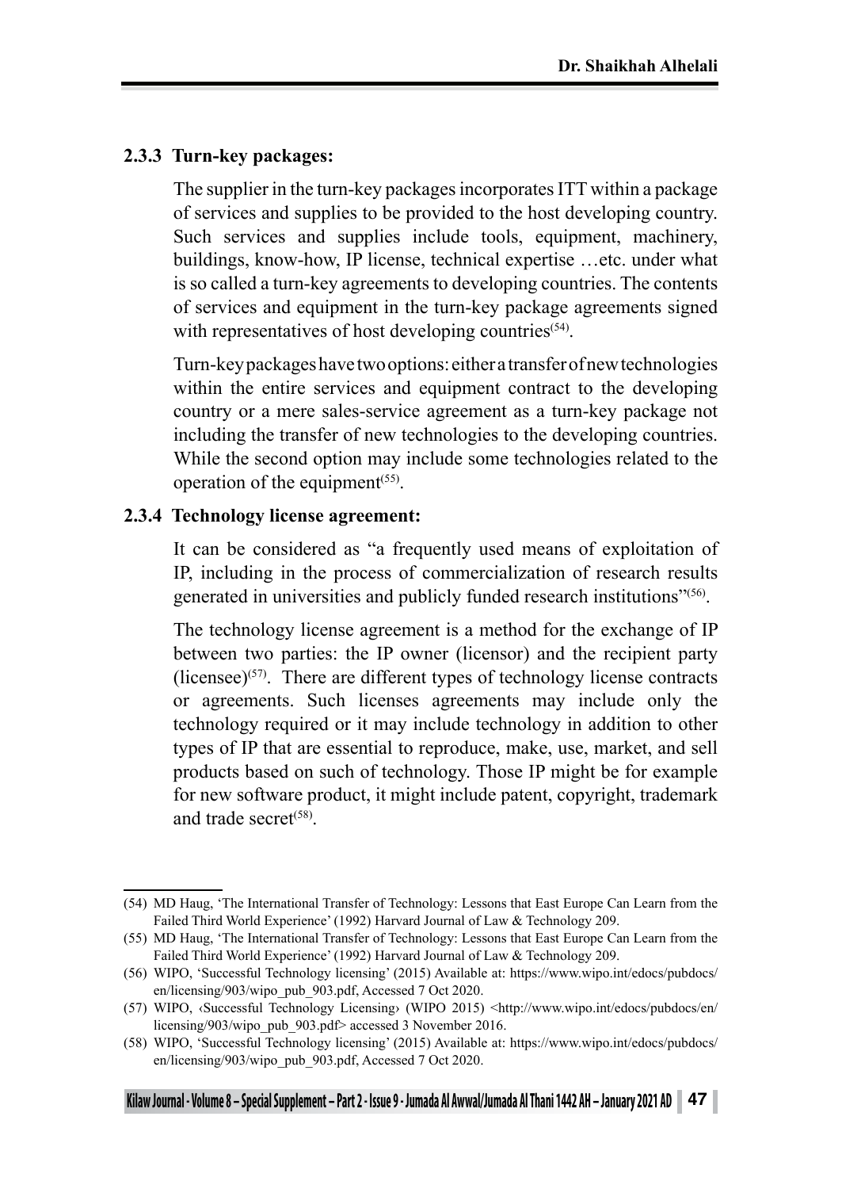### 2.3.3 Turn-key packages:

The supplier in the turn-key packages incorporates ITT within a package of services and supplies to be provided to the host developing country. Such services and supplies include tools, equipment, machinery, buildings, know-how, IP license, technical expertise …etc. under what is so called a turn-key agreements to developing countries. The contents of services and equipment in the turn-key package agreements signed with representatives of host developing countries[(54)].

Turn-key packages have two options: either a transfer of new technologies within the entire services and equipment contract to the developing country or a mere sales-service agreement as a turn-key package not including the transfer of new technologies to the developing countries. While the second option may include some technologies related to the operation of the equipment[(55)].

### 2.3.4 Technology license agreement:

It can be considered as "a frequently used means of exploitation of IP, including in the process of commercialization of research results generated in universities and publicly funded research institutions"[(56)].

The technology license agreement is a method for the exchange of IP between two parties: the IP owner (licensor) and the recipient party (licensee)[(57)]. There are different types of technology license contracts or agreements. Such licenses agreements may include only the technology required or it may include technology in addition to other types of IP that are essential to reproduce, make, use, market, and sell products based on such of technology. Those IP might be for example for new software product, it might include patent, copyright, trademark and trade secret[(58)].

---

(54) MD Haug, 'The International Transfer of Technology: Lessons that East Europe Can Learn from the Failed Third World Experience' (1992) Harvard Journal of Law & Technology 209.

(55) MD Haug, 'The International Transfer of Technology: Lessons that East Europe Can Learn from the Failed Third World Experience' (1992) Harvard Journal of Law & Technology 209.

(56) WIPO, 'Successful Technology licensing' (2015) Available at: https://www.wipo.int/edocs/pubdocs/en/licensing/903/wipo_pub_903.pdf, Accessed 7 Oct 2020.

(57) WIPO, ‹Successful Technology Licensing› (WIPO 2015) <http://www.wipo.int/edocs/pubdocs/en/licensing/903/wipo_pub_903.pdf> accessed 3 November 2016.

(58) WIPO, 'Successful Technology licensing' (2015) Available at: https://www.wipo.int/edocs/pubdocs/en/licensing/903/wipo_pub_903.pdf, Accessed 7 Oct 2020.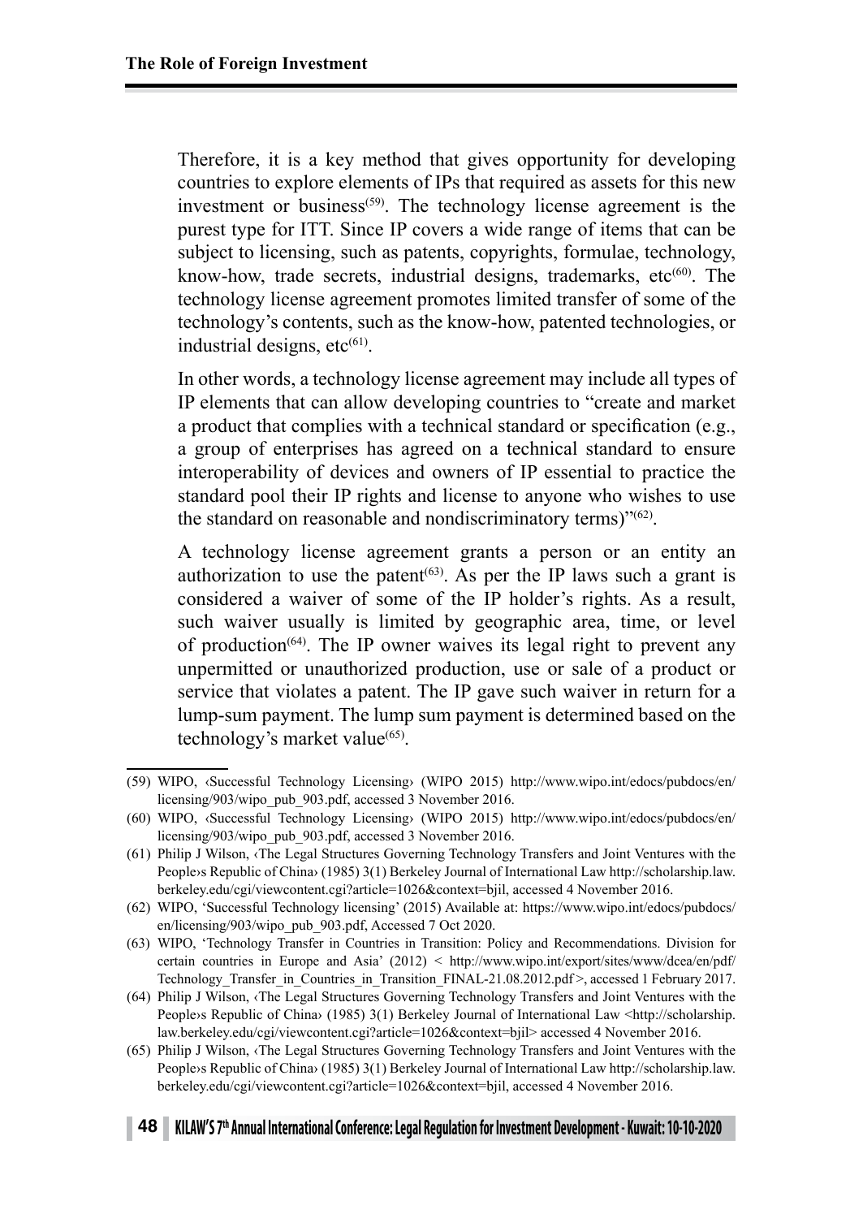Therefore, it is a key method that gives opportunity for developing countries to explore elements of IPs that required as assets for this new investment or business[59]. The technology license agreement is the purest type for ITT. Since IP covers a wide range of items that can be subject to licensing, such as patents, copyrights, formulae, technology, know-how, trade secrets, industrial designs, trademarks, etc[60]. The technology license agreement promotes limited transfer of some of the technology's contents, such as the know-how, patented technologies, or industrial designs, etc[61].

In other words, a technology license agreement may include all types of IP elements that can allow developing countries to "create and market a product that complies with a technical standard or specification (e.g., a group of enterprises has agreed on a technical standard to ensure interoperability of devices and owners of IP essential to practice the standard pool their IP rights and license to anyone who wishes to use the standard on reasonable and nondiscriminatory terms)"[62].

A technology license agreement grants a person or an entity an authorization to use the patent[63]. As per the IP laws such a grant is considered a waiver of some of the IP holder's rights. As a result, such waiver usually is limited by geographic area, time, or level of production[64]. The IP owner waives its legal right to prevent any unpermitted or unauthorized production, use or sale of a product or service that violates a patent. The IP gave such waiver in return for a lump-sum payment. The lump sum payment is determined based on the technology's market value[65].

---

(59) WIPO, ‹Successful Technology Licensing› (WIPO 2015) http://www.wipo.int/edocs/pubdocs/en/licensing/903/wipo_pub_903.pdf, accessed 3 November 2016.

(60) WIPO, ‹Successful Technology Licensing› (WIPO 2015) http://www.wipo.int/edocs/pubdocs/en/licensing/903/wipo_pub_903.pdf, accessed 3 November 2016.

(61) Philip J Wilson, ‹The Legal Structures Governing Technology Transfers and Joint Ventures with the People›s Republic of China› (1985) 3(1) Berkeley Journal of International Law http://scholarship.law.berkeley.edu/cgi/viewcontent.cgi?article=1026&context=bjil, accessed 4 November 2016.

(62) WIPO, 'Successful Technology licensing' (2015) Available at: https://www.wipo.int/edocs/pubdocs/en/licensing/903/wipo_pub_903.pdf, Accessed 7 Oct 2020.

(63) WIPO, 'Technology Transfer in Countries in Transition: Policy and Recommendations. Division for certain countries in Europe and Asia' (2012) < http://www.wipo.int/export/sites/www/dcea/en/pdf/Technology_Transfer_in_Countries_in_Transition_FINAL-21.08.2012.pdf >, accessed 1 February 2017.

(64) Philip J Wilson, ‹The Legal Structures Governing Technology Transfers and Joint Ventures with the People›s Republic of China› (1985) 3(1) Berkeley Journal of International Law <http://scholarship.law.berkeley.edu/cgi/viewcontent.cgi?article=1026&context=bjil> accessed 4 November 2016.

(65) Philip J Wilson, ‹The Legal Structures Governing Technology Transfers and Joint Ventures with the People›s Republic of China› (1985) 3(1) Berkeley Journal of International Law http://scholarship.law.berkeley.edu/cgi/viewcontent.cgi?article=1026&context=bjil, accessed 4 November 2016.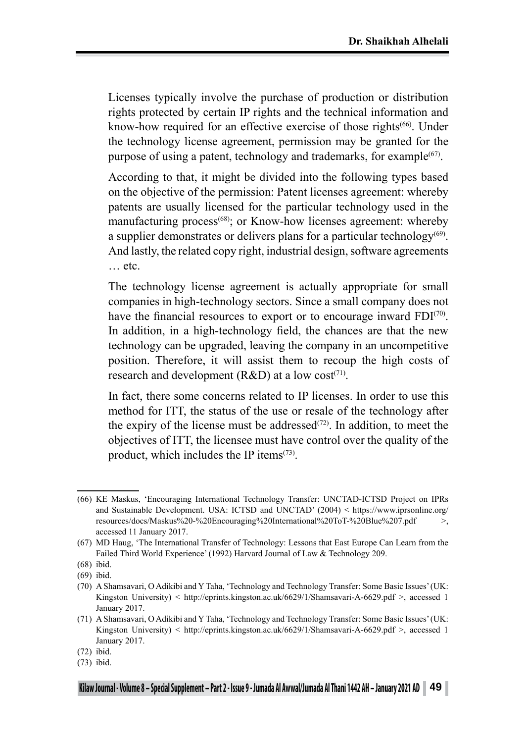Licenses typically involve the purchase of production or distribution rights protected by certain IP rights and the technical information and know-how required for an effective exercise of those rights[(66)]. Under the technology license agreement, permission may be granted for the purpose of using a patent, technology and trademarks, for example[(67)].

According to that, it might be divided into the following types based on the objective of the permission: Patent licenses agreement: whereby patents are usually licensed for the particular technology used in the manufacturing process[(68)]; or Know-how licenses agreement: whereby a supplier demonstrates or delivers plans for a particular technology[(69)]. And lastly, the related copy right, industrial design, software agreements … etc.

The technology license agreement is actually appropriate for small companies in high-technology sectors. Since a small company does not have the financial resources to export or to encourage inward FDI[(70)]. In addition, in a high-technology field, the chances are that the new technology can be upgraded, leaving the company in an uncompetitive position. Therefore, it will assist them to recoup the high costs of research and development (R&D) at a low cost[(71)].

In fact, there some concerns related to IP licenses. In order to use this method for ITT, the status of the use or resale of the technology after the expiry of the license must be addressed[(72)]. In addition, to meet the objectives of ITT, the licensee must have control over the quality of the product, which includes the IP items[(73)].

---

(66) KE Maskus, 'Encouraging International Technology Transfer: UNCTAD-ICTSD Project on IPRs and Sustainable Development. USA: ICTSD and UNCTAD' (2004) < https://www.iprsonline.org/resources/docs/Maskus%20-%20Encouraging%20International%20ToT-%20Blue%207.pdf >, accessed 11 January 2017.

(67) MD Haug, 'The International Transfer of Technology: Lessons that East Europe Can Learn from the Failed Third World Experience' (1992) Harvard Journal of Law & Technology 209.

(68) ibid.

(69) ibid.

(70) A Shamsavari, O Adikibi and Y Taha, 'Technology and Technology Transfer: Some Basic Issues' (UK: Kingston University) < http://eprints.kingston.ac.uk/6629/1/Shamsavari-A-6629.pdf >, accessed 1 January 2017.

(71) A Shamsavari, O Adikibi and Y Taha, 'Technology and Technology Transfer: Some Basic Issues' (UK: Kingston University) < http://eprints.kingston.ac.uk/6629/1/Shamsavari-A-6629.pdf >, accessed 1 January 2017.

(72) ibid.

(73) ibid.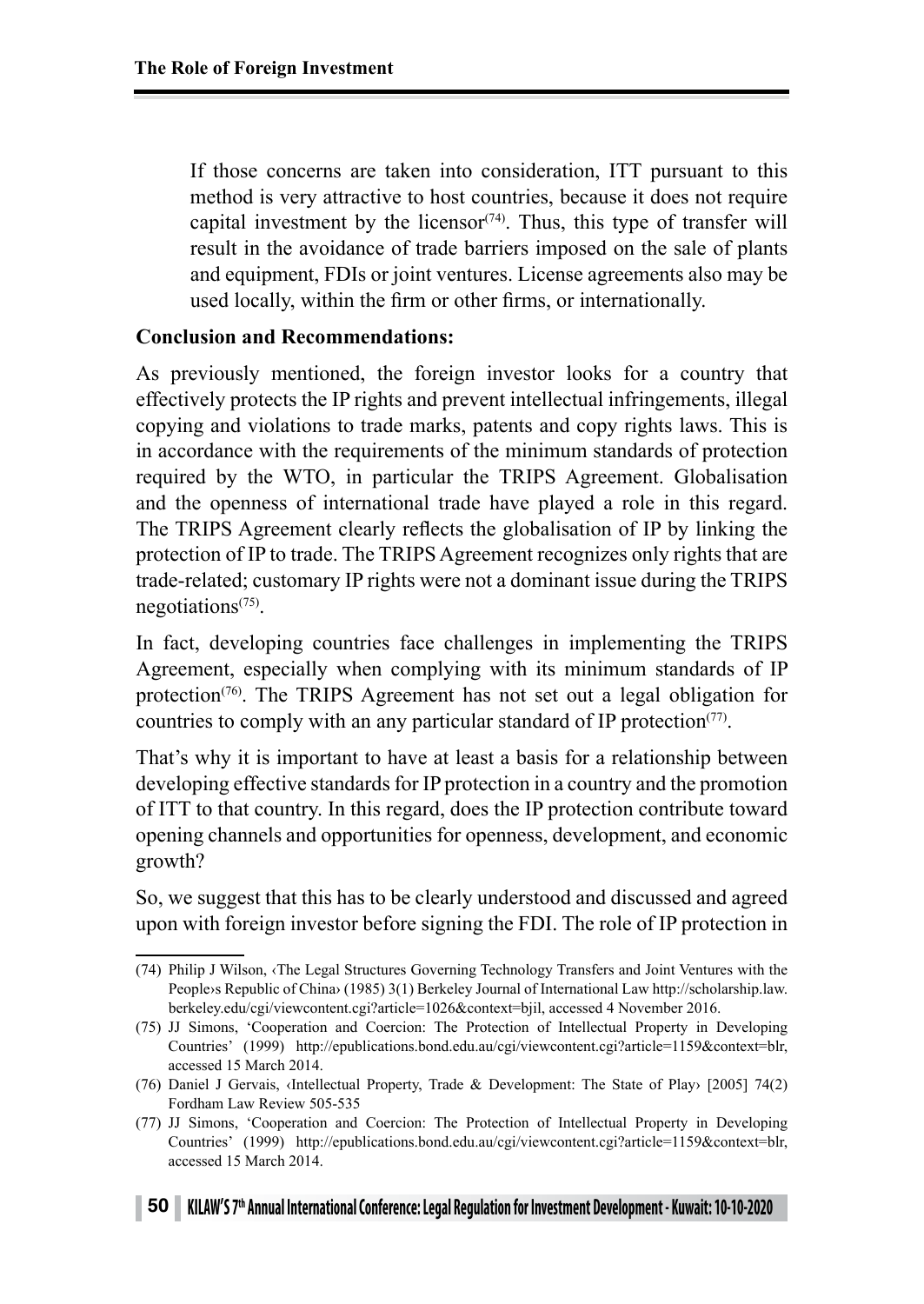If those concerns are taken into consideration, ITT pursuant to this method is very attractive to host countries, because it does not require capital investment by the licensor[74]. Thus, this type of transfer will result in the avoidance of trade barriers imposed on the sale of plants and equipment, FDIs or joint ventures. License agreements also may be used locally, within the firm or other firms, or internationally.

**Conclusion and Recommendations:**

As previously mentioned, the foreign investor looks for a country that effectively protects the IP rights and prevent intellectual infringements, illegal copying and violations to trade marks, patents and copy rights laws. This is in accordance with the requirements of the minimum standards of protection required by the WTO, in particular the TRIPS Agreement. Globalisation and the openness of international trade have played a role in this regard. The TRIPS Agreement clearly reflects the globalisation of IP by linking the protection of IP to trade. The TRIPS Agreement recognizes only rights that are trade-related; customary IP rights were not a dominant issue during the TRIPS negotiations[75].

In fact, developing countries face challenges in implementing the TRIPS Agreement, especially when complying with its minimum standards of IP protection[76]. The TRIPS Agreement has not set out a legal obligation for countries to comply with an any particular standard of IP protection[77].

That's why it is important to have at least a basis for a relationship between developing effective standards for IP protection in a country and the promotion of ITT to that country. In this regard, does the IP protection contribute toward opening channels and opportunities for openness, development, and economic growth?

So, we suggest that this has to be clearly understood and discussed and agreed upon with foreign investor before signing the FDI. The role of IP protection in

---

(74) Philip J Wilson, ‹The Legal Structures Governing Technology Transfers and Joint Ventures with the People›s Republic of China› (1985) 3(1) Berkeley Journal of International Law http://scholarship.law.berkeley.edu/cgi/viewcontent.cgi?article=1026&context=bjil, accessed 4 November 2016.

(75) JJ Simons, 'Cooperation and Coercion: The Protection of Intellectual Property in Developing Countries' (1999) http://epublications.bond.edu.au/cgi/viewcontent.cgi?article=1159&context=blr, accessed 15 March 2014.

(76) Daniel J Gervais, ‹Intellectual Property, Trade & Development: The State of Play› [2005] 74(2) Fordham Law Review 505-535

(77) JJ Simons, 'Cooperation and Coercion: The Protection of Intellectual Property in Developing Countries' (1999) http://epublications.bond.edu.au/cgi/viewcontent.cgi?article=1159&context=blr, accessed 15 March 2014.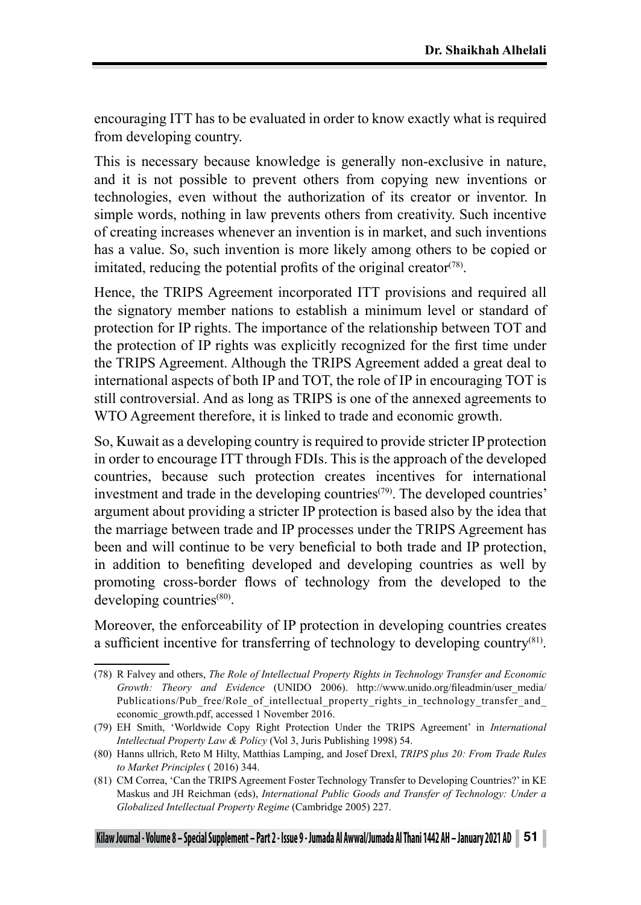encouraging ITT has to be evaluated in order to know exactly what is required from developing country.

This is necessary because knowledge is generally non-exclusive in nature, and it is not possible to prevent others from copying new inventions or technologies, even without the authorization of its creator or inventor. In simple words, nothing in law prevents others from creativity. Such incentive of creating increases whenever an invention is in market, and such inventions has a value. So, such invention is more likely among others to be copied or imitated, reducing the potential profits of the original creator[(78)].

Hence, the TRIPS Agreement incorporated ITT provisions and required all the signatory member nations to establish a minimum level or standard of protection for IP rights. The importance of the relationship between TOT and the protection of IP rights was explicitly recognized for the first time under the TRIPS Agreement. Although the TRIPS Agreement added a great deal to international aspects of both IP and TOT, the role of IP in encouraging TOT is still controversial. And as long as TRIPS is one of the annexed agreements to WTO Agreement therefore, it is linked to trade and economic growth.

So, Kuwait as a developing country is required to provide stricter IP protection in order to encourage ITT through FDIs. This is the approach of the developed countries, because such protection creates incentives for international investment and trade in the developing countries[(79)]. The developed countries' argument about providing a stricter IP protection is based also by the idea that the marriage between trade and IP processes under the TRIPS Agreement has been and will continue to be very beneficial to both trade and IP protection, in addition to benefiting developed and developing countries as well by promoting cross-border flows of technology from the developed to the developing countries[(80)].

Moreover, the enforceability of IP protection in developing countries creates a sufficient incentive for transferring of technology to developing country[(81)].

---

(78) R Falvey and others, *The Role of Intellectual Property Rights in Technology Transfer and Economic Growth: Theory and Evidence* (UNIDO 2006). http://www.unido.org/fileadmin/user_media/Publications/Pub_free/Role_of_intellectual_property_rights_in_technology_transfer_and_economic_growth.pdf, accessed 1 November 2016.

(79) EH Smith, 'Worldwide Copy Right Protection Under the TRIPS Agreement' in *International Intellectual Property Law & Policy* (Vol 3, Juris Publishing 1998) 54.

(80) Hanns ullrich, Reto M Hilty, Matthias Lamping, and Josef Drexl, *TRIPS plus 20: From Trade Rules to Market Principles* ( 2016) 344.

(81) CM Correa, 'Can the TRIPS Agreement Foster Technology Transfer to Developing Countries?' in KE Maskus and JH Reichman (eds), *International Public Goods and Transfer of Technology: Under a Globalized Intellectual Property Regime* (Cambridge 2005) 227.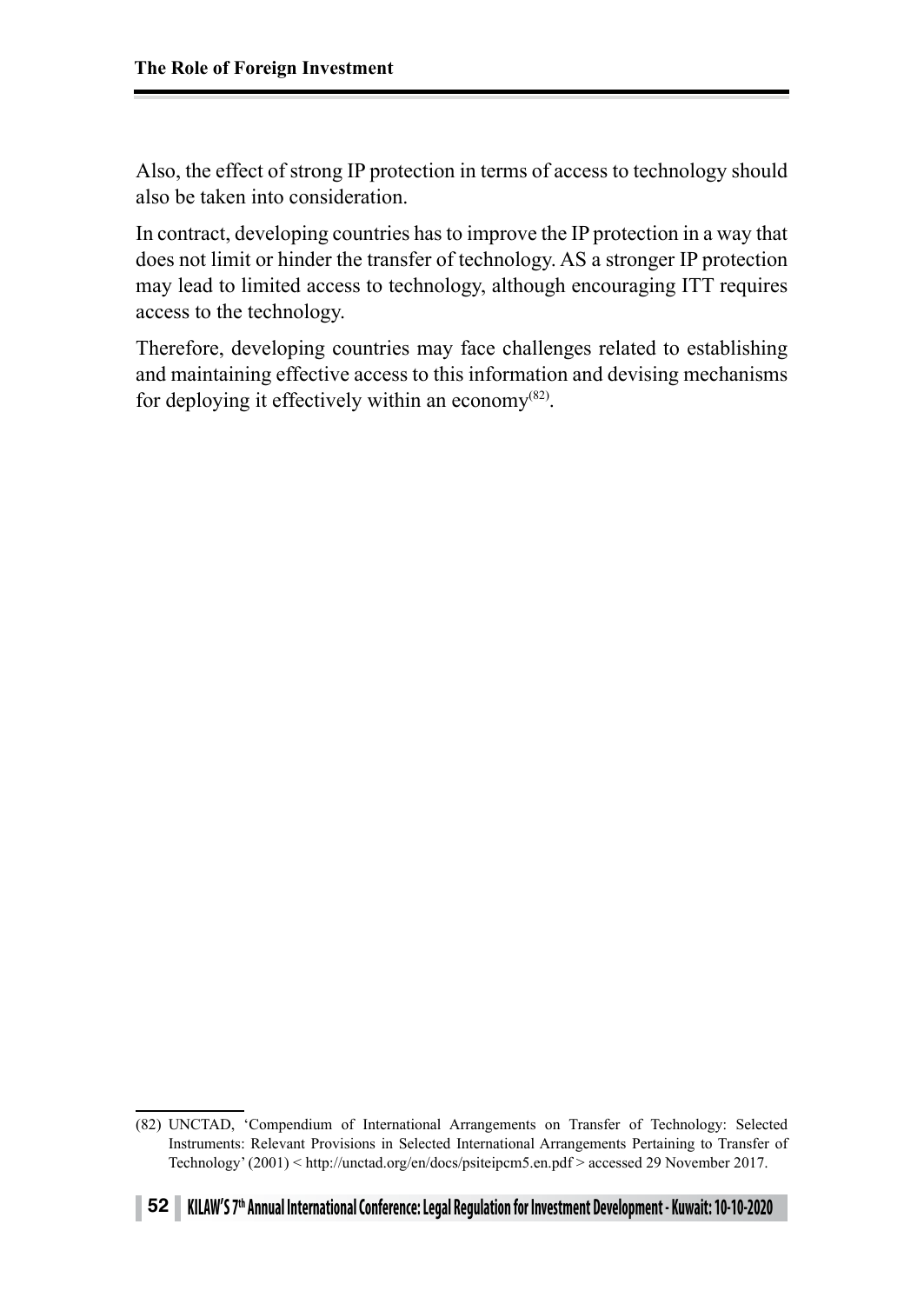Also, the effect of strong IP protection in terms of access to technology should also be taken into consideration.

In contract, developing countries has to improve the IP protection in a way that does not limit or hinder the transfer of technology. AS a stronger IP protection may lead to limited access to technology, although encouraging ITT requires access to the technology.

Therefore, developing countries may face challenges related to establishing and maintaining effective access to this information and devising mechanisms for deploying it effectively within an economy[(82)].

---

(82) UNCTAD, 'Compendium of International Arrangements on Transfer of Technology: Selected Instruments: Relevant Provisions in Selected International Arrangements Pertaining to Transfer of Technology' (2001) < http://unctad.org/en/docs/psiteipcm5.en.pdf > accessed 29 November 2017.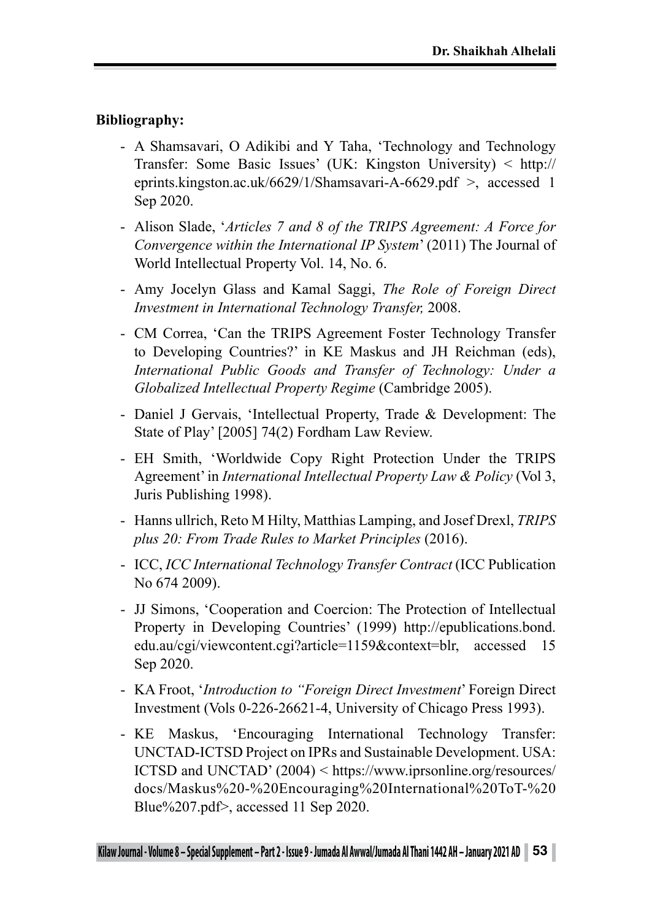**Bibliography:**

- A Shamsavari, O Adikibi and Y Taha, 'Technology and Technology Transfer: Some Basic Issues' (UK: Kingston University) < http://eprints.kingston.ac.uk/6629/1/Shamsavari-A-6629.pdf >, accessed 1 Sep 2020.
- Alison Slade, '*Articles 7 and 8 of the TRIPS Agreement: A Force for Convergence within the International IP System*' (2011) The Journal of World Intellectual Property Vol. 14, No. 6.
- Amy Jocelyn Glass and Kamal Saggi, *The Role of Foreign Direct Investment in International Technology Transfer,* 2008.
- CM Correa, 'Can the TRIPS Agreement Foster Technology Transfer to Developing Countries?' in KE Maskus and JH Reichman (eds), *International Public Goods and Transfer of Technology: Under a Globalized Intellectual Property Regime* (Cambridge 2005).
- Daniel J Gervais, 'Intellectual Property, Trade & Development: The State of Play' [2005] 74(2) Fordham Law Review.
- EH Smith, 'Worldwide Copy Right Protection Under the TRIPS Agreement' in *International Intellectual Property Law & Policy* (Vol 3, Juris Publishing 1998).
- Hanns ullrich, Reto M Hilty, Matthias Lamping, and Josef Drexl, *TRIPS plus 20: From Trade Rules to Market Principles* (2016).
- ICC, *ICC International Technology Transfer Contract* (ICC Publication No 674 2009).
- JJ Simons, 'Cooperation and Coercion: The Protection of Intellectual Property in Developing Countries' (1999) http://epublications.bond.edu.au/cgi/viewcontent.cgi?article=1159&context=blr, accessed 15 Sep 2020.
- KA Froot, '*Introduction to "Foreign Direct Investment*' Foreign Direct Investment (Vols 0-226-26621-4, University of Chicago Press 1993).
- KE Maskus, 'Encouraging International Technology Transfer: UNCTAD-ICTSD Project on IPRs and Sustainable Development. USA: ICTSD and UNCTAD' (2004) < https://www.iprsonline.org/resources/docs/Maskus%20-%20Encouraging%20International%20ToT-%20Blue%207.pdf>, accessed 11 Sep 2020.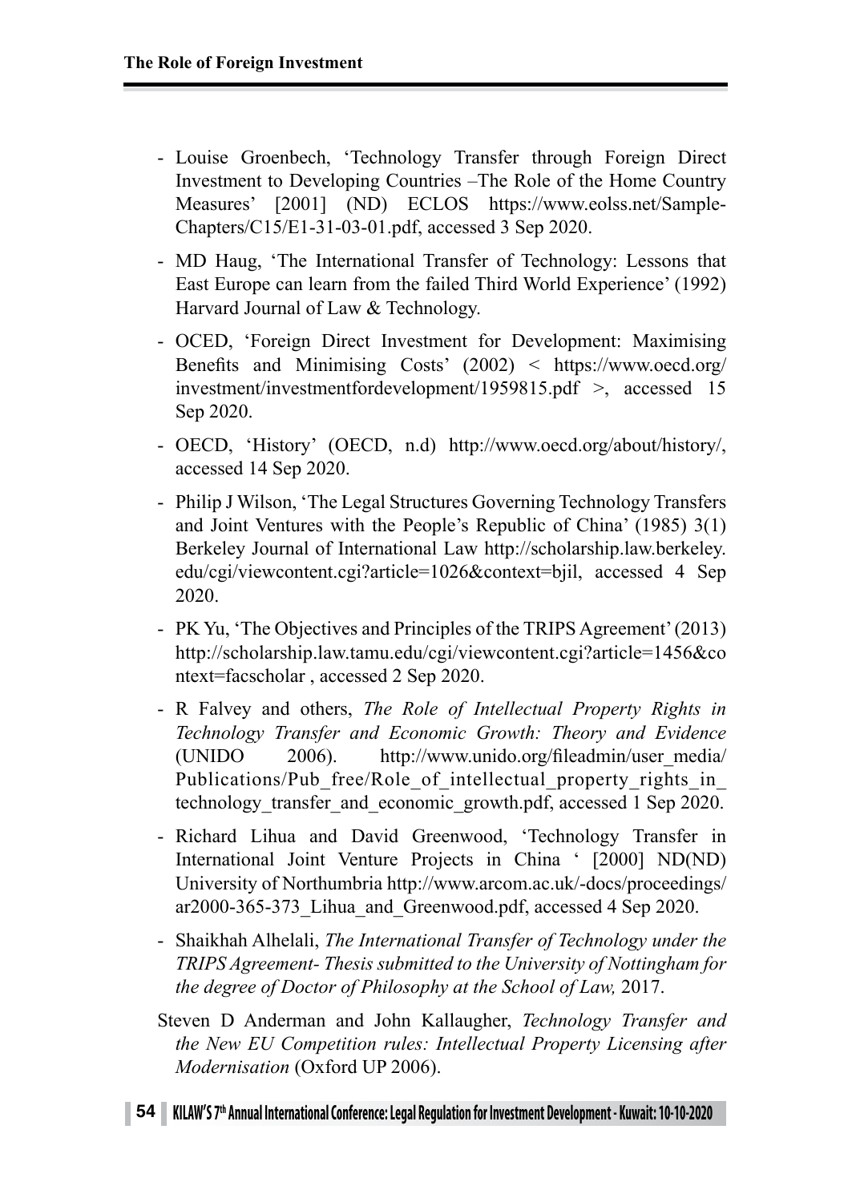- Louise Groenbech, 'Technology Transfer through Foreign Direct Investment to Developing Countries –The Role of the Home Country Measures' [2001] (ND) ECLOS https://www.eolss.net/Sample-Chapters/C15/E1-31-03-01.pdf, accessed 3 Sep 2020.
- MD Haug, 'The International Transfer of Technology: Lessons that East Europe can learn from the failed Third World Experience' (1992) Harvard Journal of Law & Technology.
- OCED, 'Foreign Direct Investment for Development: Maximising Benefits and Minimising Costs' (2002) < https://www.oecd.org/investment/investmentfordevelopment/1959815.pdf >, accessed 15 Sep 2020.
- OECD, 'History' (OECD, n.d) http://www.oecd.org/about/history/, accessed 14 Sep 2020.
- Philip J Wilson, 'The Legal Structures Governing Technology Transfers and Joint Ventures with the People's Republic of China' (1985) 3(1) Berkeley Journal of International Law http://scholarship.law.berkeley.edu/cgi/viewcontent.cgi?article=1026&context=bjil, accessed 4 Sep 2020.
- PK Yu, 'The Objectives and Principles of the TRIPS Agreement' (2013) http://scholarship.law.tamu.edu/cgi/viewcontent.cgi?article=1456&context=facscholar , accessed 2 Sep 2020.
- R Falvey and others, *The Role of Intellectual Property Rights in Technology Transfer and Economic Growth: Theory and Evidence* (UNIDO 2006). http://www.unido.org/fileadmin/user_media/Publications/Pub_free/Role_of_intellectual_property_rights_in_technology_transfer_and_economic_growth.pdf, accessed 1 Sep 2020.
- Richard Lihua and David Greenwood, 'Technology Transfer in International Joint Venture Projects in China ' [2000] ND(ND) University of Northumbria http://www.arcom.ac.uk/-docs/proceedings/ar2000-365-373_Lihua_and_Greenwood.pdf, accessed 4 Sep 2020.
- Shaikhah Alhelali, *The International Transfer of Technology under the TRIPS Agreement- Thesis submitted to the University of Nottingham for the degree of Doctor of Philosophy at the School of Law,* 2017.

Steven D Anderman and John Kallaugher, *Technology Transfer and the New EU Competition rules: Intellectual Property Licensing after Modernisation* (Oxford UP 2006).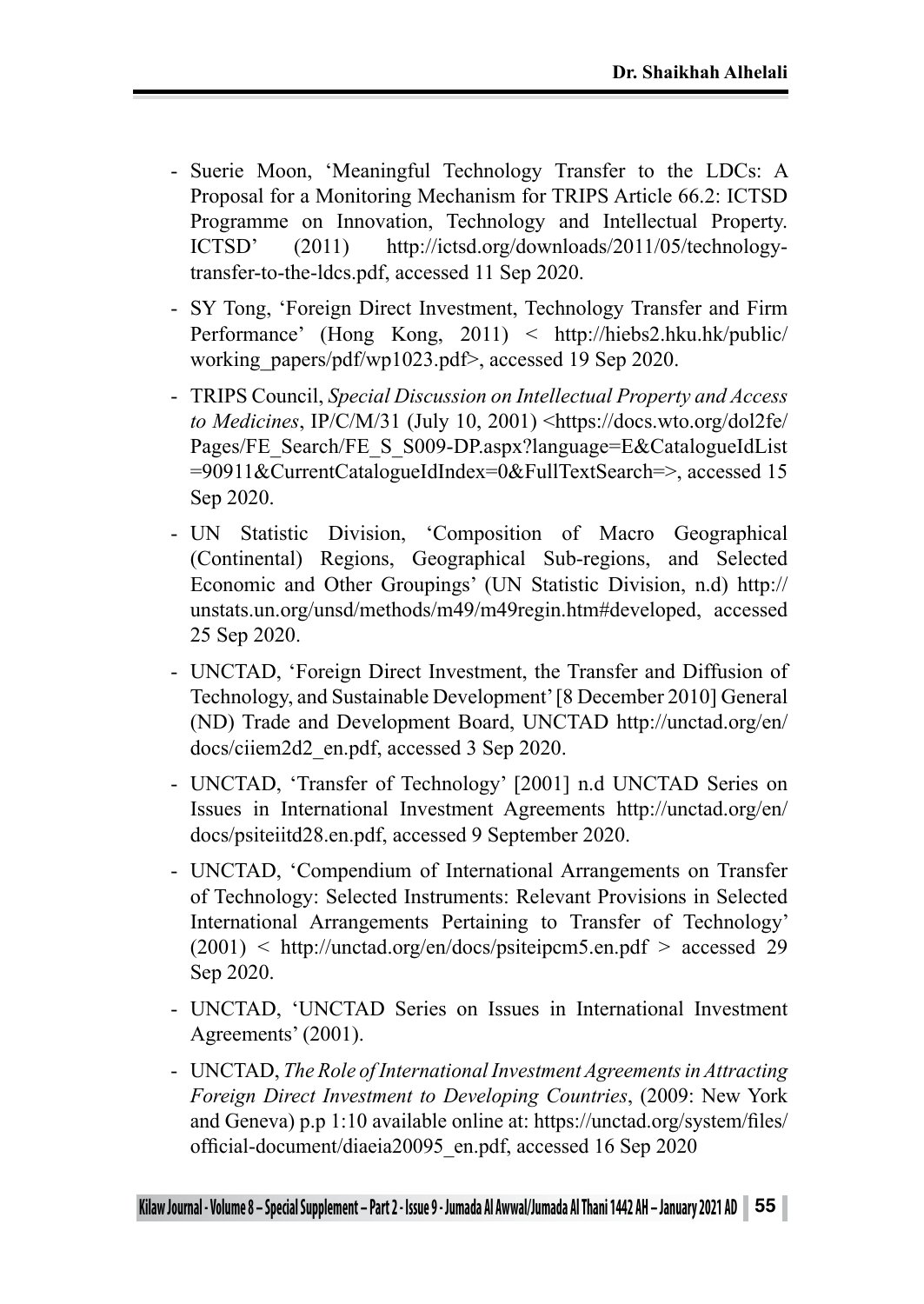- Suerie Moon, 'Meaningful Technology Transfer to the LDCs: A Proposal for a Monitoring Mechanism for TRIPS Article 66.2: ICTSD Programme on Innovation, Technology and Intellectual Property. ICTSD' (2011) http://ictsd.org/downloads/2011/05/technology-transfer-to-the-ldcs.pdf, accessed 11 Sep 2020.

- SY Tong, 'Foreign Direct Investment, Technology Transfer and Firm Performance' (Hong Kong, 2011) < http://hiebs2.hku.hk/public/working_papers/pdf/wp1023.pdf>, accessed 19 Sep 2020.

- TRIPS Council, *Special Discussion on Intellectual Property and Access to Medicines*, IP/C/M/31 (July 10, 2001) <https://docs.wto.org/dol2fe/Pages/FE_Search/FE_S_S009-DP.aspx?language=E&CatalogueIdList=90911&CurrentCatalogueIdIndex=0&FullTextSearch=>, accessed 15 Sep 2020.

- UN Statistic Division, 'Composition of Macro Geographical (Continental) Regions, Geographical Sub-regions, and Selected Economic and Other Groupings' (UN Statistic Division, n.d) http://unstats.un.org/unsd/methods/m49/m49regin.htm#developed, accessed 25 Sep 2020.

- UNCTAD, 'Foreign Direct Investment, the Transfer and Diffusion of Technology, and Sustainable Development' [8 December 2010] General (ND) Trade and Development Board, UNCTAD http://unctad.org/en/docs/ciiem2d2_en.pdf, accessed 3 Sep 2020.

- UNCTAD, 'Transfer of Technology' [2001] n.d UNCTAD Series on Issues in International Investment Agreements http://unctad.org/en/docs/psiteiitd28.en.pdf, accessed 9 September 2020.

- UNCTAD, 'Compendium of International Arrangements on Transfer of Technology: Selected Instruments: Relevant Provisions in Selected International Arrangements Pertaining to Transfer of Technology' (2001) < http://unctad.org/en/docs/psiteipcm5.en.pdf > accessed 29 Sep 2020.

- UNCTAD, 'UNCTAD Series on Issues in International Investment Agreements' (2001).

- UNCTAD, *The Role of International Investment Agreements in Attracting Foreign Direct Investment to Developing Countries*, (2009: New York and Geneva) p.p 1:10 available online at: https://unctad.org/system/files/official-document/diaeia20095_en.pdf, accessed 16 Sep 2020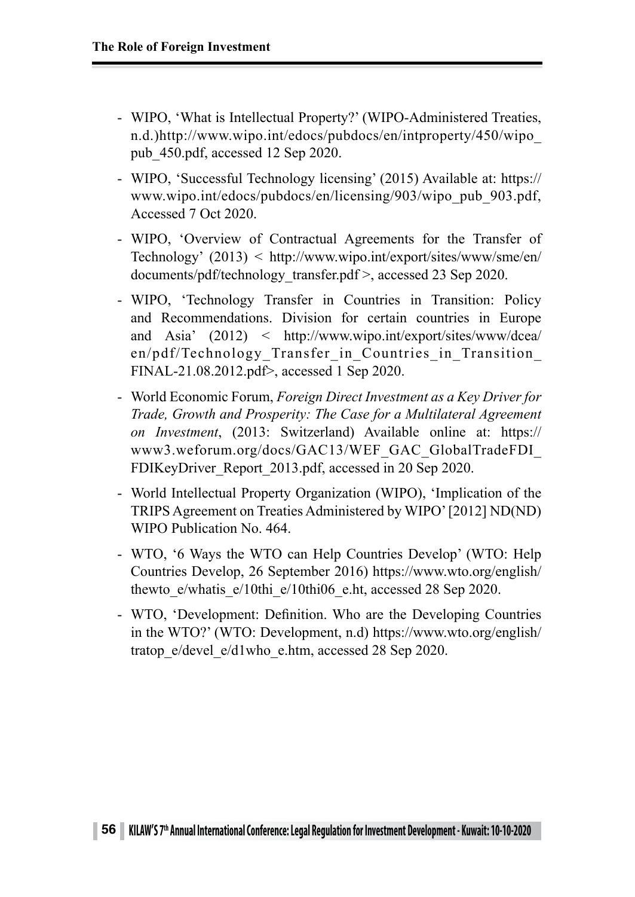- WIPO, 'What is Intellectual Property?' (WIPO-Administered Treaties, n.d.)http://www.wipo.int/edocs/pubdocs/en/intproperty/450/wipo_pub_450.pdf, accessed 12 Sep 2020.

- WIPO, 'Successful Technology licensing' (2015) Available at: https://www.wipo.int/edocs/pubdocs/en/licensing/903/wipo_pub_903.pdf, Accessed 7 Oct 2020.

- WIPO, 'Overview of Contractual Agreements for the Transfer of Technology' (2013) < http://www.wipo.int/export/sites/www/sme/en/documents/pdf/technology_transfer.pdf >, accessed 23 Sep 2020.

- WIPO, 'Technology Transfer in Countries in Transition: Policy and Recommendations. Division for certain countries in Europe and Asia' (2012) < http://www.wipo.int/export/sites/www/dcea/en/pdf/Technology_Transfer_in_Countries_in_Transition_FINAL-21.08.2012.pdf>, accessed 1 Sep 2020.

- World Economic Forum, *Foreign Direct Investment as a Key Driver for Trade, Growth and Prosperity: The Case for a Multilateral Agreement on Investment*, (2013: Switzerland) Available online at: https://www3.weforum.org/docs/GAC13/WEF_GAC_GlobalTradeFDI_FDIKeyDriver_Report_2013.pdf, accessed in 20 Sep 2020.

- World Intellectual Property Organization (WIPO), 'Implication of the TRIPS Agreement on Treaties Administered by WIPO' [2012] ND(ND) WIPO Publication No. 464.

- WTO, '6 Ways the WTO can Help Countries Develop' (WTO: Help Countries Develop, 26 September 2016) https://www.wto.org/english/thewto_e/whatis_e/10thi_e/10thi06_e.ht, accessed 28 Sep 2020.

- WTO, 'Development: Definition. Who are the Developing Countries in the WTO?' (WTO: Development, n.d) https://www.wto.org/english/tratop_e/devel_e/d1who_e.htm, accessed 28 Sep 2020.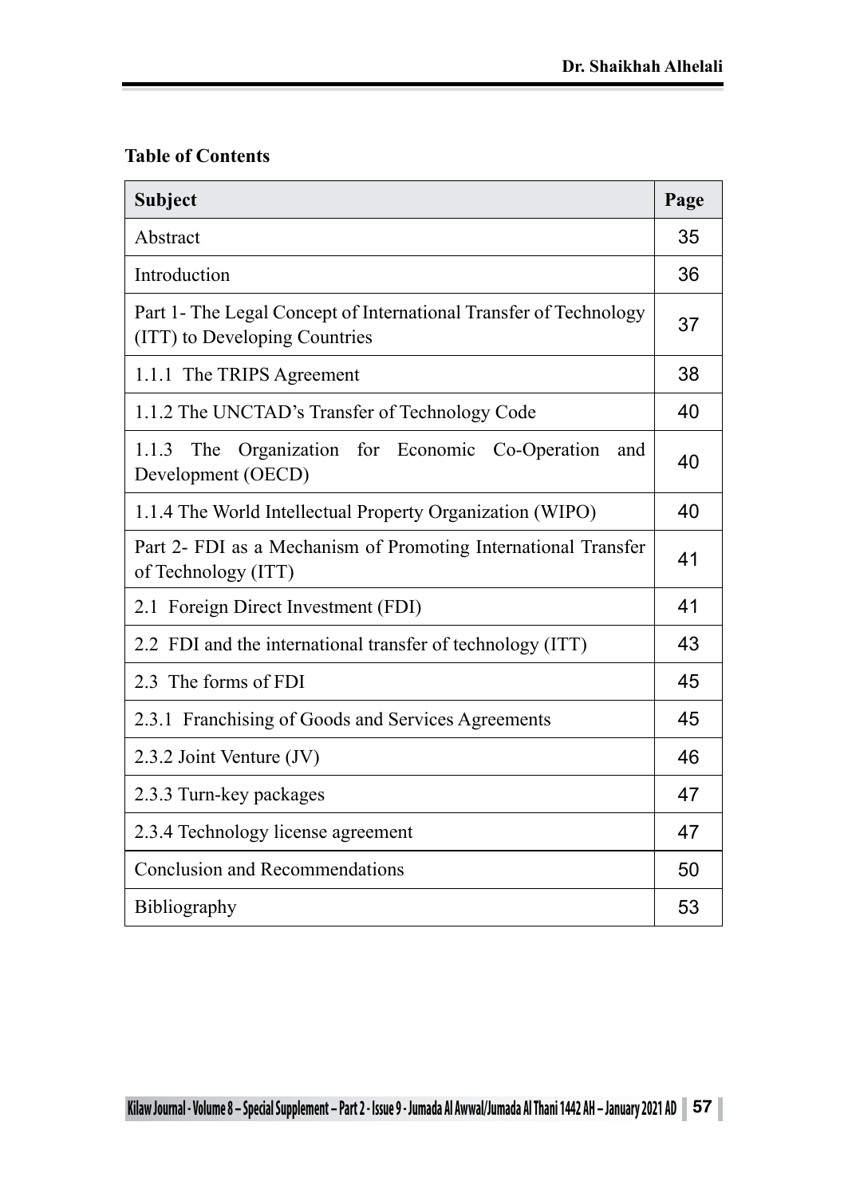**Table of Contents**

| Subject | Page |
| --- | --- |
| Abstract | 35 |
| Introduction | 36 |
| Part 1- The Legal Concept of International Transfer of Technology (ITT) to Developing Countries | 37 |
| 1.1.1 The TRIPS Agreement | 38 |
| 1.1.2 The UNCTAD's Transfer of Technology Code | 40 |
| 1.1.3 The Organization for Economic Co-Operation and Development (OECD) | 40 |
| 1.1.4 The World Intellectual Property Organization (WIPO) | 40 |
| Part 2- FDI as a Mechanism of Promoting International Transfer of Technology (ITT) | 41 |
| 2.1 Foreign Direct Investment (FDI) | 41 |
| 2.2 FDI and the international transfer of technology (ITT) | 43 |
| 2.3 The forms of FDI | 45 |
| 2.3.1 Franchising of Goods and Services Agreements | 45 |
| 2.3.2 Joint Venture (JV) | 46 |
| 2.3.3 Turn-key packages | 47 |
| 2.3.4 Technology license agreement | 47 |
| Conclusion and Recommendations | 50 |
| Bibliography | 53 |